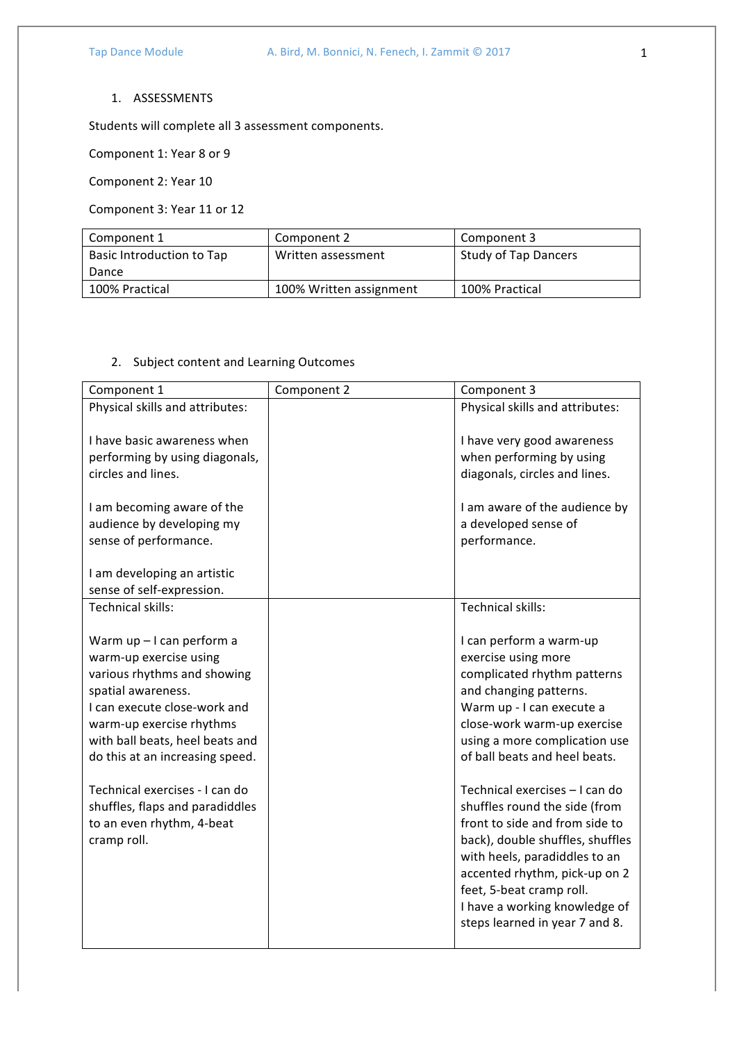1. ASSESSMENTS

Students will complete all 3 assessment components.

Component 1: Year 8 or 9

Component 2: Year 10

Component 3: Year 11 or 12

| Component 1 | Component 2 | Component 3 |
|---|---|---|
| Basic Introduction to Tap Dance | Written assessment | Study of Tap Dancers |
| 100% Practical | 100% Written assignment | 100% Practical |

2. Subject content and Learning Outcomes

| Component 1 | Component 2 | Component 3 |
|---|---|---|
| Physical skills and attributes:<br><br>I have basic awareness when performing by using diagonals, circles and lines.<br><br>I am becoming aware of the audience by developing my sense of performance.<br><br>I am developing an artistic sense of self-expression. | | Physical skills and attributes:<br><br>I have very good awareness when performing by using diagonals, circles and lines.<br><br>I am aware of the audience by a developed sense of performance. |
| Technical skills:<br><br>Warm up – I can perform a warm-up exercise using various rhythms and showing spatial awareness.<br>I can execute close-work and warm-up exercise rhythms with ball beats, heel beats and do this at an increasing speed.<br><br>Technical exercises - I can do shuffles, flaps and paradiddles to an even rhythm, 4-beat cramp roll. | | Technical skills:<br><br>I can perform a warm-up exercise using more complicated rhythm patterns and changing patterns.<br>Warm up - I can execute a close-work warm-up exercise using a more complication use of ball beats and heel beats.<br><br>Technical exercises – I can do shuffles round the side (from front to side and from side to back), double shuffles, shuffles with heels, paradiddles to an accented rhythm, pick-up on 2 feet, 5-beat cramp roll.<br>I have a working knowledge of steps learned in year 7 and 8. |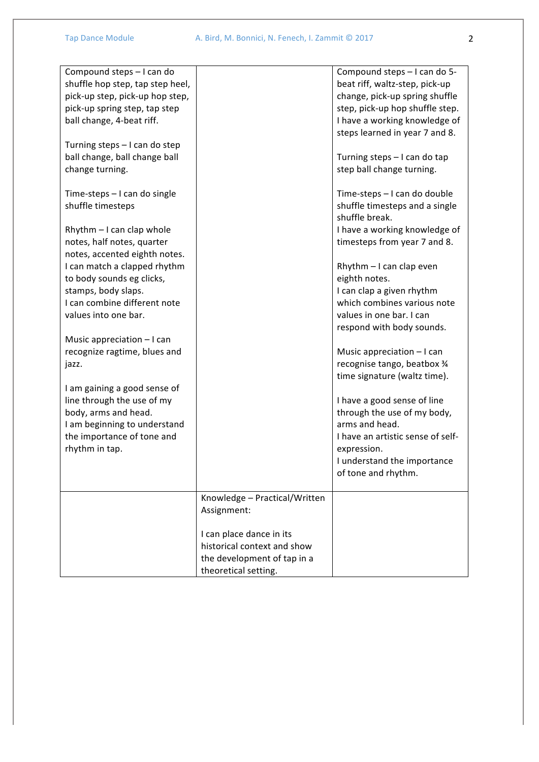| | | |
|---|---|---|
| Compound steps – I can do shuffle hop step, tap step heel, pick-up step, pick-up hop step, pick-up spring step, tap step ball change, 4-beat riff.<br><br>Turning steps – I can do step ball change, ball change ball change turning.<br><br>Time-steps – I can do single shuffle timesteps<br><br>Rhythm – I can clap whole notes, half notes, quarter notes, accented eighth notes.<br>I can match a clapped rhythm to body sounds eg clicks, stamps, body slaps.<br>I can combine different note values into one bar.<br><br>Music appreciation – I can recognize ragtime, blues and jazz.<br><br>I am gaining a good sense of line through the use of my body, arms and head.<br>I am beginning to understand the importance of tone and rhythm in tap. | | Compound steps – I can do 5-beat riff, waltz-step, pick-up change, pick-up spring shuffle step, pick-up hop shuffle step.<br>I have a working knowledge of steps learned in year 7 and 8.<br><br>Turning steps – I can do tap step ball change turning.<br><br>Time-steps – I can do double shuffle timesteps and a single shuffle break.<br>I have a working knowledge of timesteps from year 7 and 8.<br><br>Rhythm – I can clap even eighth notes.<br>I can clap a given rhythm which combines various note values in one bar. I can respond with body sounds.<br><br>Music appreciation – I can recognise tango, beatbox ¾ time signature (waltz time).<br><br>I have a good sense of line through the use of my body, arms and head.<br>I have an artistic sense of self-expression.<br>I understand the importance of tone and rhythm. |
| | Knowledge – Practical/Written Assignment:<br><br>I can place dance in its historical context and show the development of tap in a theoretical setting. | |